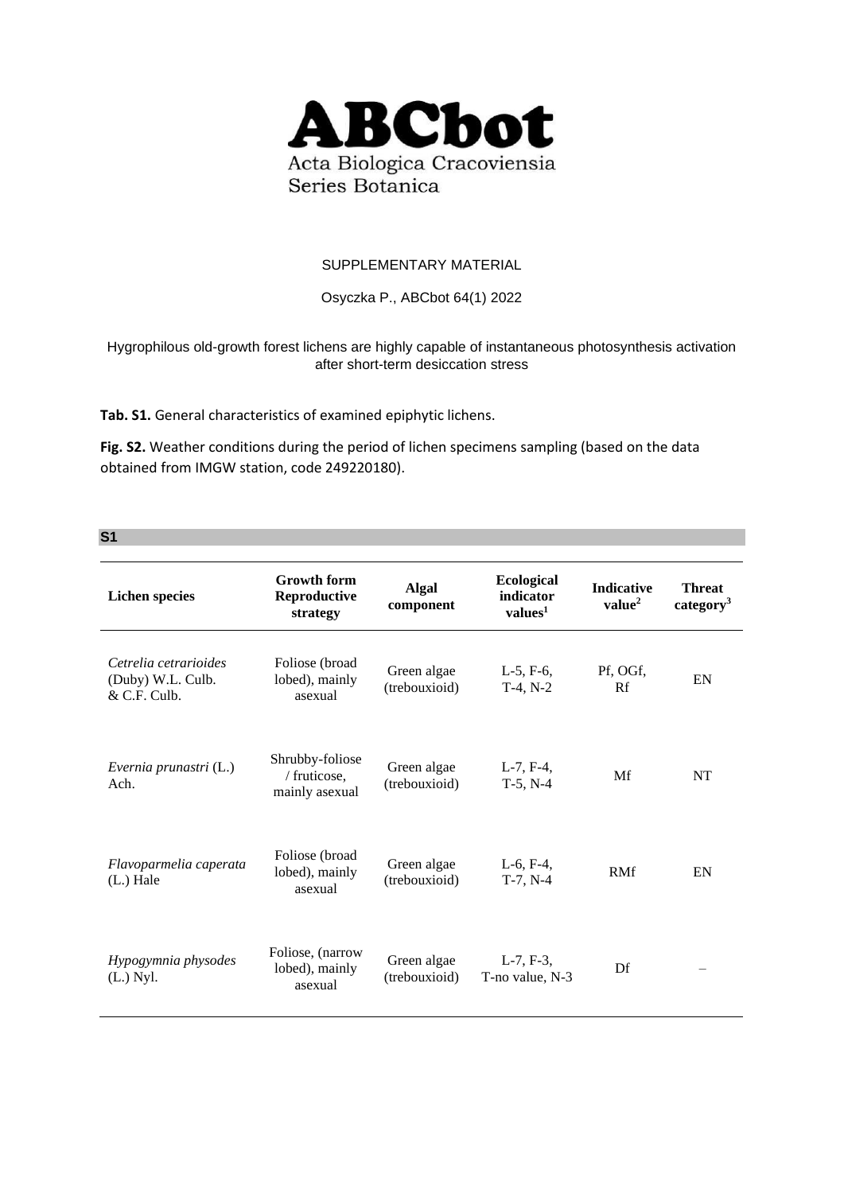# ABCbot

Acta Biologica Cracoviensia
Series Botanica

SUPPLEMENTARY MATERIAL

Osyczka P., ABCbot 64(1) 2022

Hygrophilous old-growth forest lichens are highly capable of instantaneous photosynthesis activation after short-term desiccation stress

**Tab. S1.** General characteristics of examined epiphytic lichens.

**Fig. S2.** Weather conditions during the period of lichen specimens sampling (based on the data obtained from IMGW station, code 249220180).

**S1**

| Lichen species | Growth form Reproductive strategy | Algal component | Ecological indicator values[1] | Indicative value[2] | Threat category[3] |
|---|---|---|---|---|---|
| *Cetrelia cetrarioides* (Duby) W.L. Culb. & C.F. Culb. | Foliose (broad lobed), mainly asexual | Green algae (trebouxioid) | L-5, F-6, T-4, N-2 | Pf, OGf, Rf | EN |
| *Evernia prunastri* (L.) Ach. | Shrubby-foliose / fruticose, mainly asexual | Green algae (trebouxioid) | L-7, F-4, T-5, N-4 | Mf | NT |
| *Flavoparmelia caperata* (L.) Hale | Foliose (broad lobed), mainly asexual | Green algae (trebouxioid) | L-6, F-4, T-7, N-4 | RMf | EN |
| *Hypogymnia physodes* (L.) Nyl. | Foliose, (narrow lobed), mainly asexual | Green algae (trebouxioid) | L-7, F-3, T-no value, N-3 | Df | – |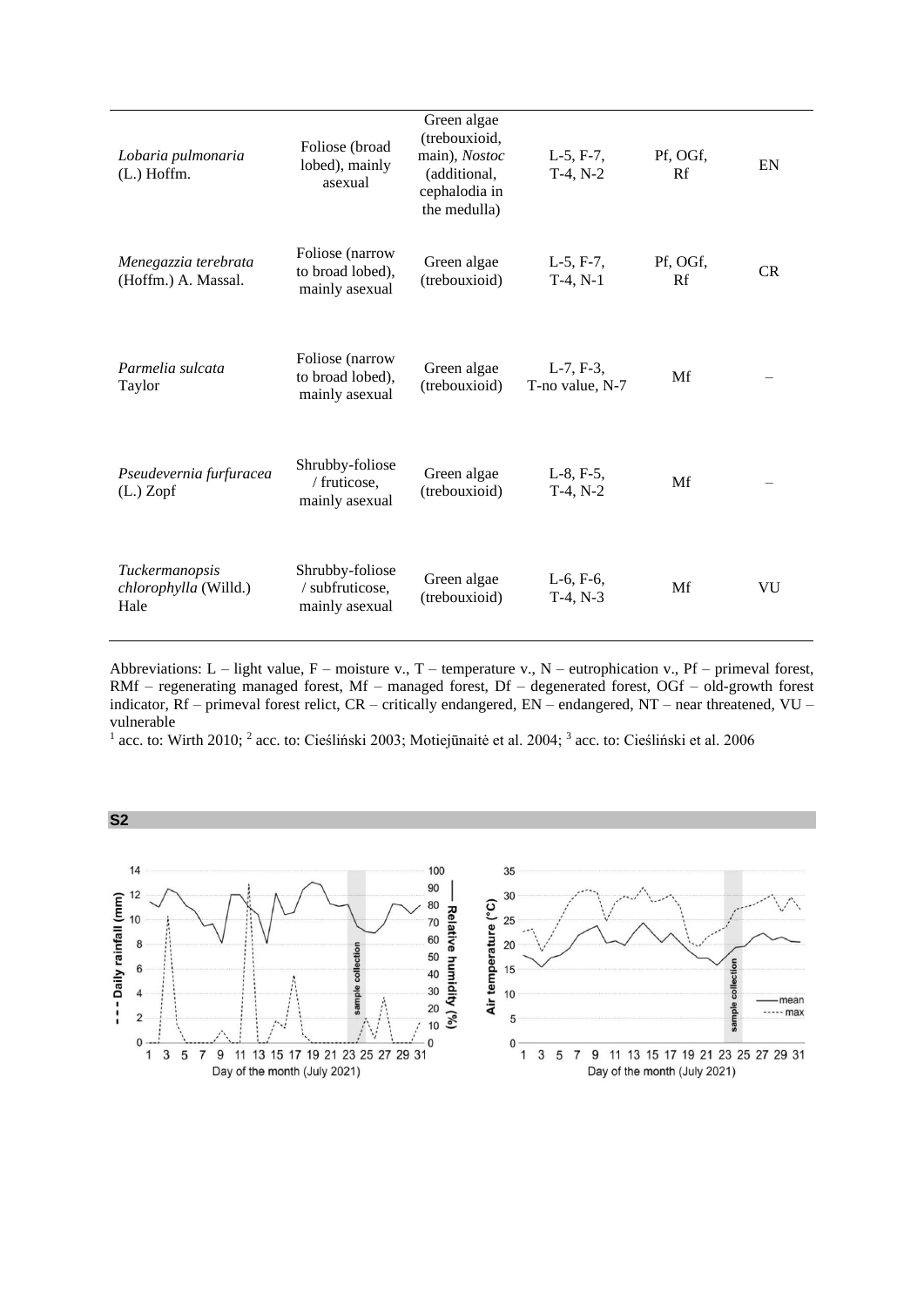| | | | | | |
|---|---|---|---|---|---|
| *Lobaria pulmonaria* (L.) Hoffm. | Foliose (broad lobed), mainly asexual | Green algae (trebouxioid, main), *Nostoc* (additional, cephalodia in the medulla) | L-5, F-7, T-4, N-2 | Pf, OGf, Rf | EN |
| *Menegazzia terebrata* (Hoffm.) A. Massal. | Foliose (narrow to broad lobed), mainly asexual | Green algae (trebouxioid) | L-5, F-7, T-4, N-1 | Pf, OGf, Rf | CR |
| *Parmelia sulcata* Taylor | Foliose (narrow to broad lobed), mainly asexual | Green algae (trebouxioid) | L-7, F-3, T-no value, N-7 | Mf | – |
| *Pseudevernia furfuracea* (L.) Zopf | Shrubby-foliose / fruticose, mainly asexual | Green algae (trebouxioid) | L-8, F-5, T-4, N-2 | Mf | – |
| *Tuckermanopsis chlorophylla* (Willd.) Hale | Shrubby-foliose / subfruticose, mainly asexual | Green algae (trebouxioid) | L-6, F-6, T-4, N-3 | Mf | VU |

Abbreviations: L – light value, F – moisture v., T – temperature v., N – eutrophication v., Pf – primeval forest, RMf – regenerating managed forest, Mf – managed forest, Df – degenerated forest, OGf – old-growth forest indicator, Rf – primeval forest relict, CR – critically endangered, EN – endangered, NT – near threatened, VU – vulnerable

[1] acc. to: Wirth 2010; [2] acc. to: Cieśliński 2003; Motiejūnaitė et al. 2004; [3] acc. to: Cieśliński et al. 2006

**S2**

Daily rainfall (mm)
Relative humidity (%)
sample collection
Day of the month (July 2021)

Air temperature (°C)
sample collection
mean
max
Day of the month (July 2021)